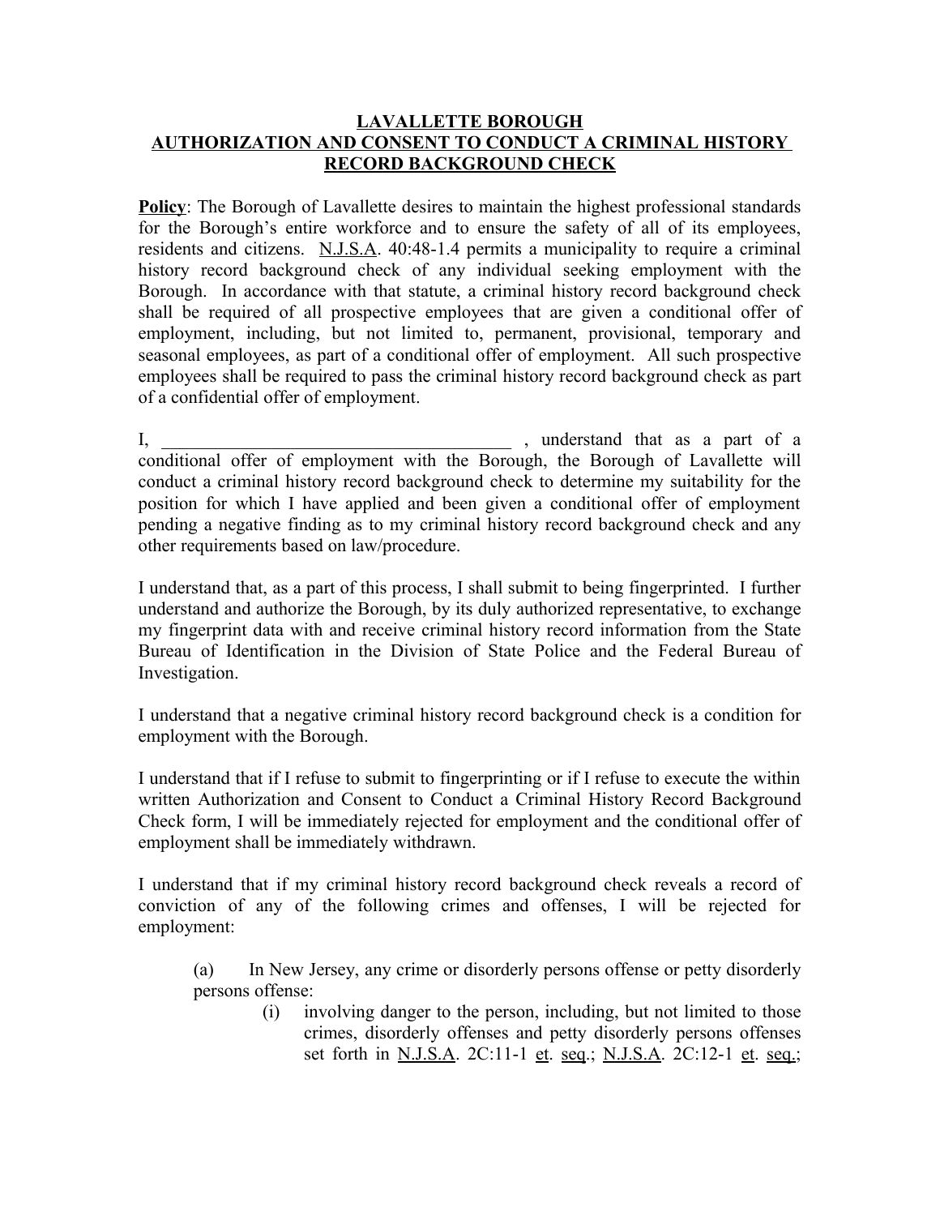**LAVALLETTE BOROUGH**
**AUTHORIZATION AND CONSENT TO CONDUCT A CRIMINAL HISTORY RECORD BACKGROUND CHECK**

**Policy**: The Borough of Lavallette desires to maintain the highest professional standards for the Borough's entire workforce and to ensure the safety of all of its employees, residents and citizens. N.J.S.A. 40:48-1.4 permits a municipality to require a criminal history record background check of any individual seeking employment with the Borough. In accordance with that statute, a criminal history record background check shall be required of all prospective employees that are given a conditional offer of employment, including, but not limited to, permanent, provisional, temporary and seasonal employees, as part of a conditional offer of employment. All such prospective employees shall be required to pass the criminal history record background check as part of a confidential offer of employment.

I, ________________________________________ , understand that as a part of a conditional offer of employment with the Borough, the Borough of Lavallette will conduct a criminal history record background check to determine my suitability for the position for which I have applied and been given a conditional offer of employment pending a negative finding as to my criminal history record background check and any other requirements based on law/procedure.

I understand that, as a part of this process, I shall submit to being fingerprinted. I further understand and authorize the Borough, by its duly authorized representative, to exchange my fingerprint data with and receive criminal history record information from the State Bureau of Identification in the Division of State Police and the Federal Bureau of Investigation.

I understand that a negative criminal history record background check is a condition for employment with the Borough.

I understand that if I refuse to submit to fingerprinting or if I refuse to execute the within written Authorization and Consent to Conduct a Criminal History Record Background Check form, I will be immediately rejected for employment and the conditional offer of employment shall be immediately withdrawn.

I understand that if my criminal history record background check reveals a record of conviction of any of the following crimes and offenses, I will be rejected for employment:

(a) In New Jersey, any crime or disorderly persons offense or petty disorderly persons offense:

- (i) involving danger to the person, including, but not limited to those crimes, disorderly offenses and petty disorderly persons offenses set forth in N.J.S.A. 2C:11-1 et. seq.; N.J.S.A. 2C:12-1 et. seq.;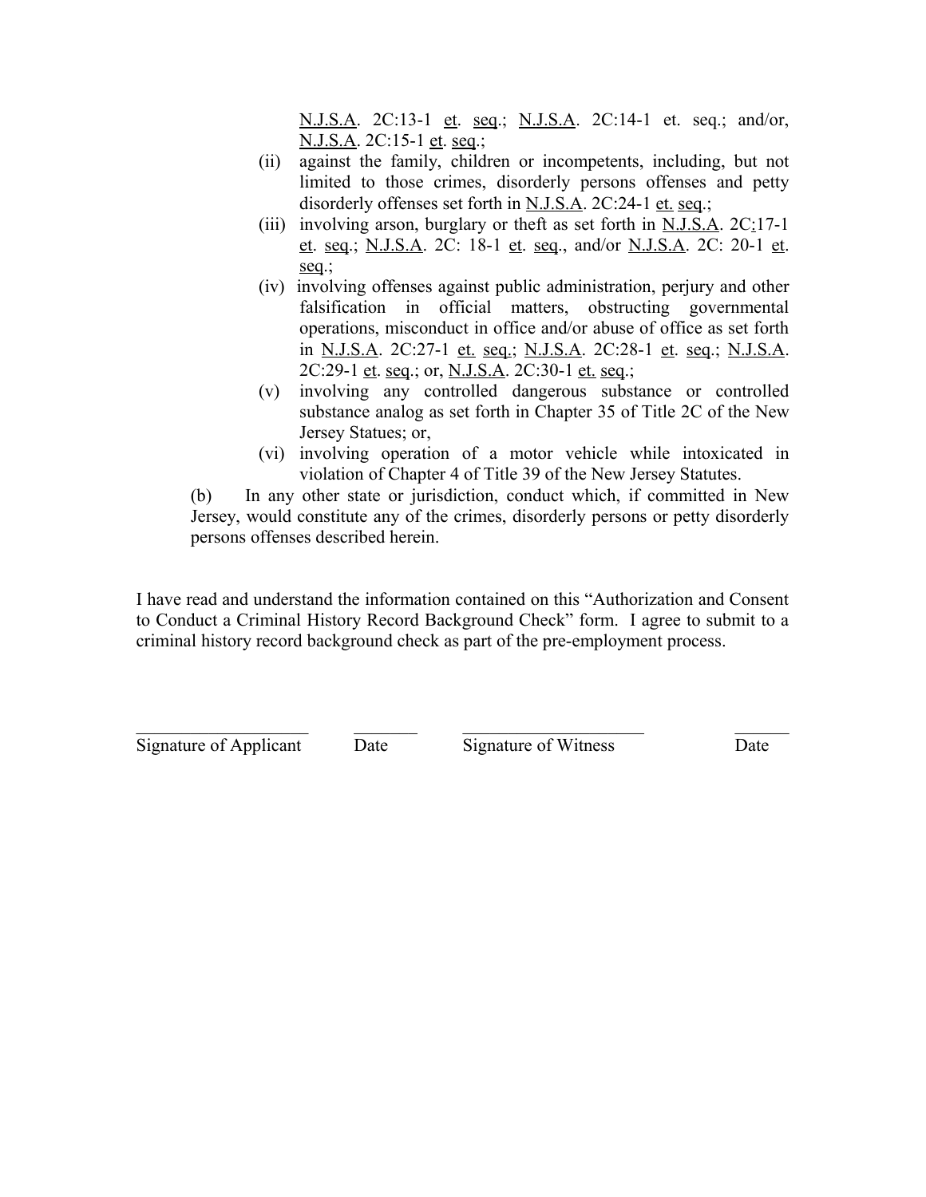N.J.S.A. 2C:13-1 et. seq.; N.J.S.A. 2C:14-1 et. seq.; and/or, N.J.S.A. 2C:15-1 et. seq.;

(ii) against the family, children or incompetents, including, but not limited to those crimes, disorderly persons offenses and petty disorderly offenses set forth in N.J.S.A. 2C:24-1 et. seq.;

(iii) involving arson, burglary or theft as set forth in N.J.S.A. 2C:17-1 et. seq.; N.J.S.A. 2C: 18-1 et. seq., and/or N.J.S.A. 2C: 20-1 et. seq.;

(iv) involving offenses against public administration, perjury and other falsification in official matters, obstructing governmental operations, misconduct in office and/or abuse of office as set forth in N.J.S.A. 2C:27-1 et. seq.; N.J.S.A. 2C:28-1 et. seq.; N.J.S.A. 2C:29-1 et. seq.; or, N.J.S.A. 2C:30-1 et. seq.;

(v) involving any controlled dangerous substance or controlled substance analog as set forth in Chapter 35 of Title 2C of the New Jersey Statues; or,

(vi) involving operation of a motor vehicle while intoxicated in violation of Chapter 4 of Title 39 of the New Jersey Statutes.

(b) In any other state or jurisdiction, conduct which, if committed in New Jersey, would constitute any of the crimes, disorderly persons or petty disorderly persons offenses described herein.

I have read and understand the information contained on this "Authorization and Consent to Conduct a Criminal History Record Background Check" form. I agree to submit to a criminal history record background check as part of the pre-employment process.

| | | | |
|---|---|---|---|
| ____________________ | ________ | ____________________ | ______ |
| Signature of Applicant | Date | Signature of Witness | Date |